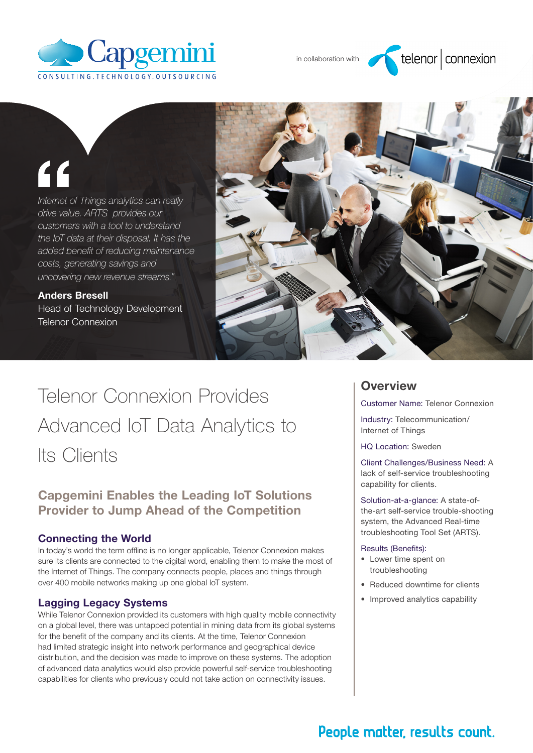Capgemini
CONSULTING.TECHNOLOGY.OUTSOURCING

in collaboration with telenor | connexion

> *Internet of Things analytics can really drive value. ARTS provides our customers with a tool to understand the IoT data at their disposal. It has the added benefit of reducing maintenance costs, generating savings and uncovering new revenue streams."*
>
> **Anders Bresell**
> Head of Technology Development
> Telenor Connexion

# Telenor Connexion Provides Advanced IoT Data Analytics to Its Clients

## Capgemini Enables the Leading IoT Solutions Provider to Jump Ahead of the Competition

### Connecting the World

In today's world the term offline is no longer applicable, Telenor Connexion makes sure its clients are connected to the digital word, enabling them to make the most of the Internet of Things. The company connects people, places and things through over 400 mobile networks making up one global IoT system.

### Lagging Legacy Systems

While Telenor Connexion provided its customers with high quality mobile connectivity on a global level, there was untapped potential in mining data from its global systems for the benefit of the company and its clients. At the time, Telenor Connexion had limited strategic insight into network performance and geographical device distribution, and the decision was made to improve on these systems. The adoption of advanced data analytics would also provide powerful self-service troubleshooting capabilities for clients who previously could not take action on connectivity issues.

## Overview

Customer Name: Telenor Connexion

Industry: Telecommunication/ Internet of Things

HQ Location: Sweden

Client Challenges/Business Need: A lack of self-service troubleshooting capability for clients.

Solution-at-a-glance: A state-of-the-art self-service trouble-shooting system, the Advanced Real-time troubleshooting Tool Set (ARTS).

Results (Benefits):

- Lower time spent on troubleshooting
- Reduced downtime for clients
- Improved analytics capability

People matter, results count.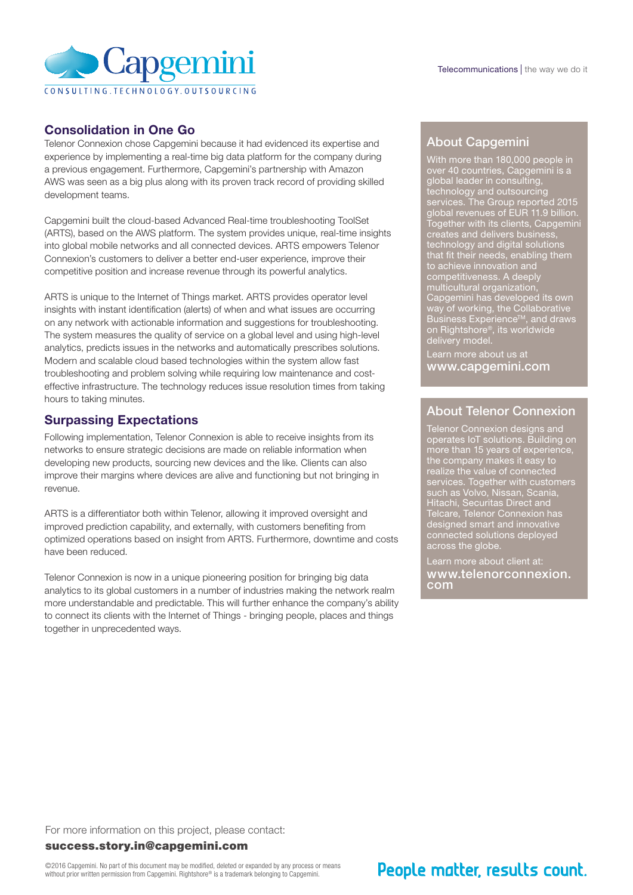## Consolidation in One Go

Telenor Connexion chose Capgemini because it had evidenced its expertise and experience by implementing a real-time big data platform for the company during a previous engagement. Furthermore, Capgemini's partnership with Amazon AWS was seen as a big plus along with its proven track record of providing skilled development teams.

Capgemini built the cloud-based Advanced Real-time troubleshooting ToolSet (ARTS), based on the AWS platform. The system provides unique, real-time insights into global mobile networks and all connected devices. ARTS empowers Telenor Connexion's customers to deliver a better end-user experience, improve their competitive position and increase revenue through its powerful analytics.

ARTS is unique to the Internet of Things market. ARTS provides operator level insights with instant identification (alerts) of when and what issues are occurring on any network with actionable information and suggestions for troubleshooting. The system measures the quality of service on a global level and using high-level analytics, predicts issues in the networks and automatically prescribes solutions. Modern and scalable cloud based technologies within the system allow fast troubleshooting and problem solving while requiring low maintenance and cost-effective infrastructure. The technology reduces issue resolution times from taking hours to taking minutes.

## Surpassing Expectations

Following implementation, Telenor Connexion is able to receive insights from its networks to ensure strategic decisions are made on reliable information when developing new products, sourcing new devices and the like. Clients can also improve their margins where devices are alive and functioning but not bringing in revenue.

ARTS is a differentiator both within Telenor, allowing it improved oversight and improved prediction capability, and externally, with customers benefiting from optimized operations based on insight from ARTS. Furthermore, downtime and costs have been reduced.

Telenor Connexion is now in a unique pioneering position for bringing big data analytics to its global customers in a number of industries making the network realm more understandable and predictable. This will further enhance the company's ability to connect its clients with the Internet of Things - bringing people, places and things together in unprecedented ways.

## About Capgemini

With more than 180,000 people in over 40 countries, Capgemini is a global leader in consulting, technology and outsourcing services. The Group reported 2015 global revenues of EUR 11.9 billion. Together with its clients, Capgemini creates and delivers business, technology and digital solutions that fit their needs, enabling them to achieve innovation and competitiveness. A deeply multicultural organization, Capgemini has developed its own way of working, the Collaborative Business Experience™, and draws on Rightshore®, its worldwide delivery model.

Learn more about us at

**www.capgemini.com**

## About Telenor Connexion

Telenor Connexion designs and operates IoT solutions. Building on more than 15 years of experience, the company makes it easy to realize the value of connected services. Together with customers such as Volvo, Nissan, Scania, Hitachi, Securitas Direct and Telcare, Telenor Connexion has designed smart and innovative connected solutions deployed across the globe.

Learn more about client at:

**www.telenorconnexion.com**

For more information on this project, please contact:

**success.story.in@capgemini.com**

©2016 Capgemini. No part of this document may be modified, deleted or expanded by any process or means without prior written permission from Capgemini. Rightshore® is a trademark belonging to Capgemini.

People matter, results count.